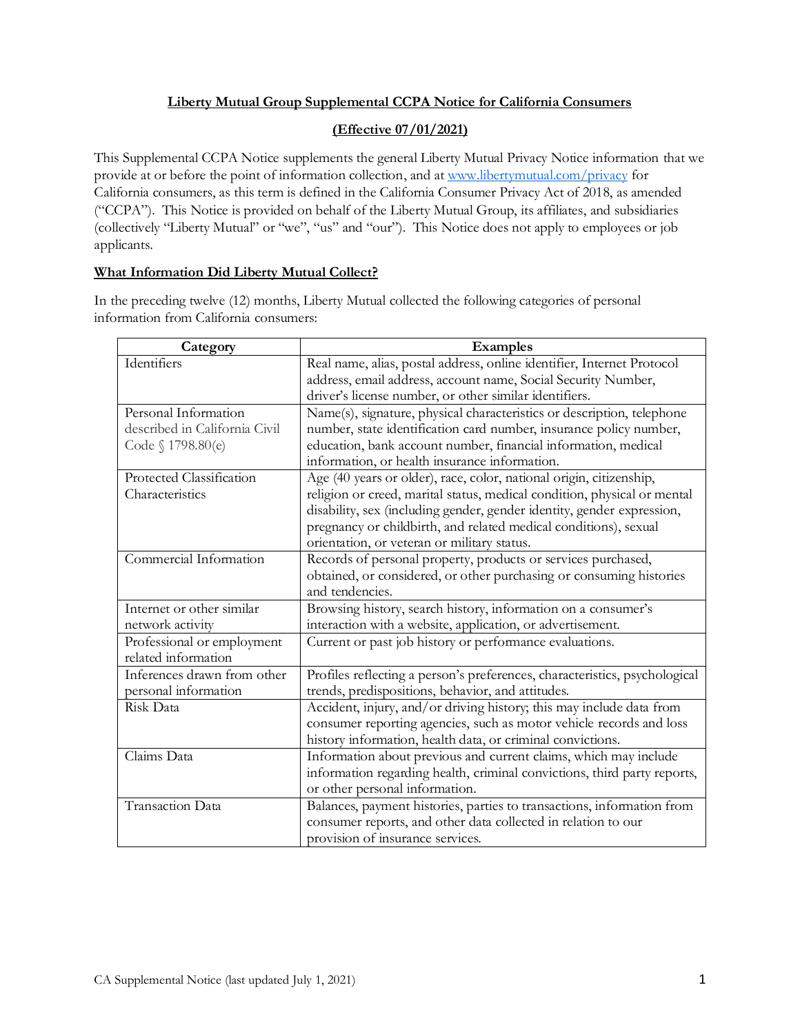# Liberty Mutual Group Supplemental CCPA Notice for California Consumers

**(Effective 07/01/2021)**

This Supplemental CCPA Notice supplements the general Liberty Mutual Privacy Notice information that we provide at or before the point of information collection, and at www.libertymutual.com/privacy for California consumers, as this term is defined in the California Consumer Privacy Act of 2018, as amended ("CCPA"). This Notice is provided on behalf of the Liberty Mutual Group, its affiliates, and subsidiaries (collectively "Liberty Mutual" or "we", "us" and "our"). This Notice does not apply to employees or job applicants.

## What Information Did Liberty Mutual Collect?

In the preceding twelve (12) months, Liberty Mutual collected the following categories of personal information from California consumers:

| Category | Examples |
|---|---|
| Identifiers | Real name, alias, postal address, online identifier, Internet Protocol address, email address, account name, Social Security Number, driver's license number, or other similar identifiers. |
| Personal Information described in California Civil Code § 1798.80(e) | Name(s), signature, physical characteristics or description, telephone number, state identification card number, insurance policy number, education, bank account number, financial information, medical information, or health insurance information. |
| Protected Classification Characteristics | Age (40 years or older), race, color, national origin, citizenship, religion or creed, marital status, medical condition, physical or mental disability, sex (including gender, gender identity, gender expression, pregnancy or childbirth, and related medical conditions), sexual orientation, or veteran or military status. |
| Commercial Information | Records of personal property, products or services purchased, obtained, or considered, or other purchasing or consuming histories and tendencies. |
| Internet or other similar network activity | Browsing history, search history, information on a consumer's interaction with a website, application, or advertisement. |
| Professional or employment related information | Current or past job history or performance evaluations. |
| Inferences drawn from other personal information | Profiles reflecting a person's preferences, characteristics, psychological trends, predispositions, behavior, and attitudes. |
| Risk Data | Accident, injury, and/or driving history; this may include data from consumer reporting agencies, such as motor vehicle records and loss history information, health data, or criminal convictions. |
| Claims Data | Information about previous and current claims, which may include information regarding health, criminal convictions, third party reports, or other personal information. |
| Transaction Data | Balances, payment histories, parties to transactions, information from consumer reports, and other data collected in relation to our provision of insurance services. |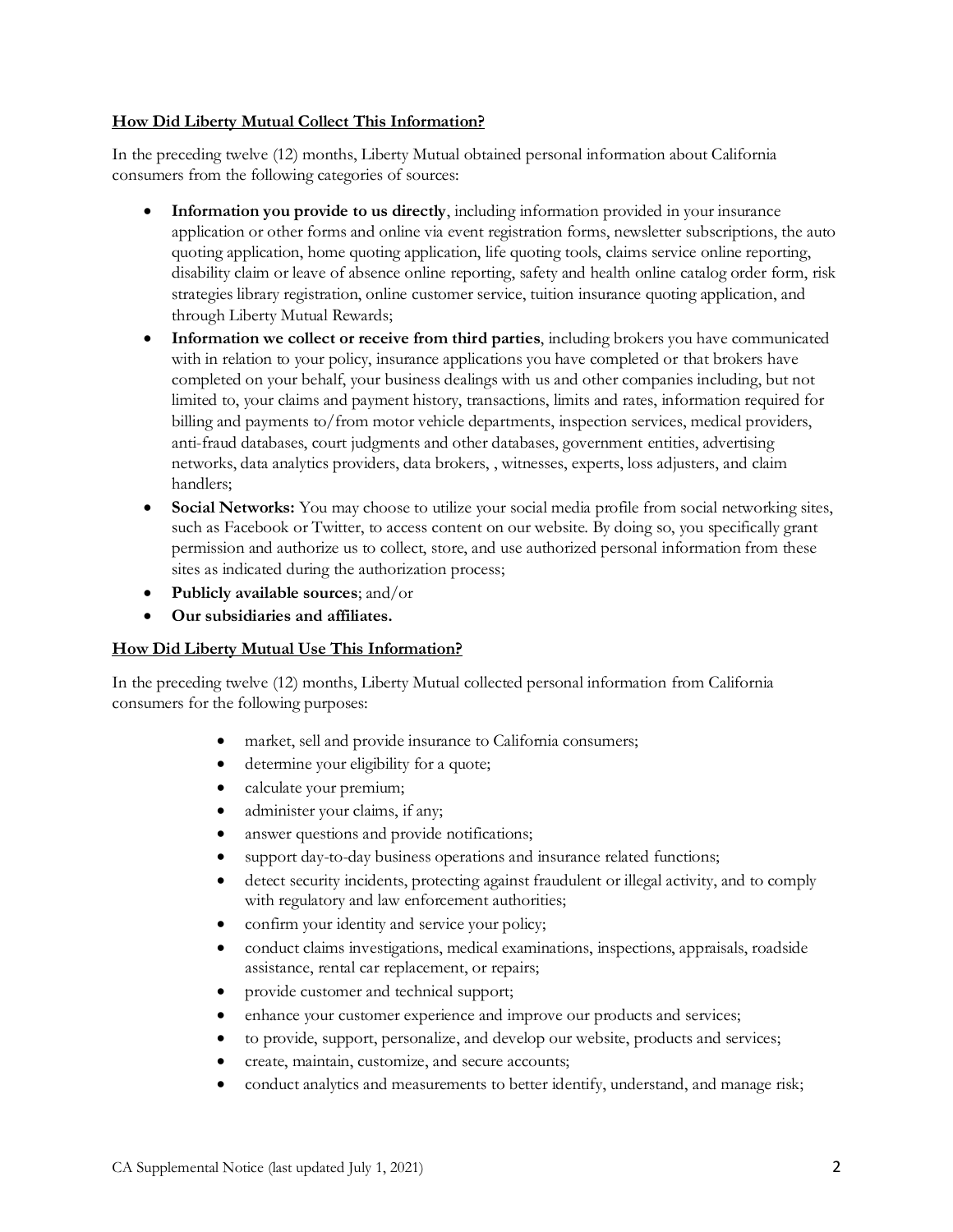**How Did Liberty Mutual Collect This Information?**

In the preceding twelve (12) months, Liberty Mutual obtained personal information about California consumers from the following categories of sources:

- **Information you provide to us directly**, including information provided in your insurance application or other forms and online via event registration forms, newsletter subscriptions, the auto quoting application, home quoting application, life quoting tools, claims service online reporting, disability claim or leave of absence online reporting, safety and health online catalog order form, risk strategies library registration, online customer service, tuition insurance quoting application, and through Liberty Mutual Rewards;
- **Information we collect or receive from third parties**, including brokers you have communicated with in relation to your policy, insurance applications you have completed or that brokers have completed on your behalf, your business dealings with us and other companies including, but not limited to, your claims and payment history, transactions, limits and rates, information required for billing and payments to/from motor vehicle departments, inspection services, medical providers, anti-fraud databases, court judgments and other databases, government entities, advertising networks, data analytics providers, data brokers, , witnesses, experts, loss adjusters, and claim handlers;
- **Social Networks:** You may choose to utilize your social media profile from social networking sites, such as Facebook or Twitter, to access content on our website. By doing so, you specifically grant permission and authorize us to collect, store, and use authorized personal information from these sites as indicated during the authorization process;
- **Publicly available sources**; and/or
- **Our subsidiaries and affiliates.**

**How Did Liberty Mutual Use This Information?**

In the preceding twelve (12) months, Liberty Mutual collected personal information from California consumers for the following purposes:

- market, sell and provide insurance to California consumers;
- determine your eligibility for a quote;
- calculate your premium;
- administer your claims, if any;
- answer questions and provide notifications;
- support day-to-day business operations and insurance related functions;
- detect security incidents, protecting against fraudulent or illegal activity, and to comply with regulatory and law enforcement authorities;
- confirm your identity and service your policy;
- conduct claims investigations, medical examinations, inspections, appraisals, roadside assistance, rental car replacement, or repairs;
- provide customer and technical support;
- enhance your customer experience and improve our products and services;
- to provide, support, personalize, and develop our website, products and services;
- create, maintain, customize, and secure accounts;
- conduct analytics and measurements to better identify, understand, and manage risk;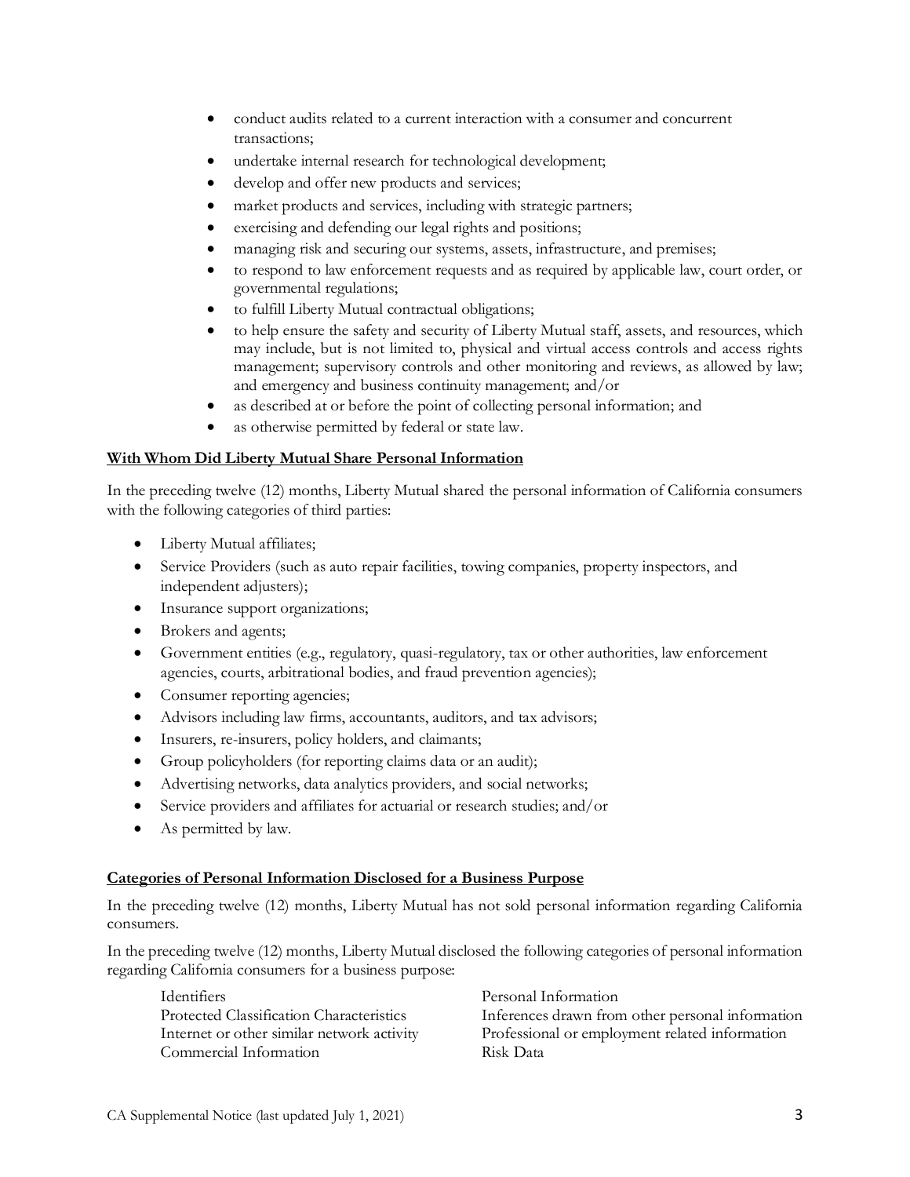- conduct audits related to a current interaction with a consumer and concurrent transactions;
- undertake internal research for technological development;
- develop and offer new products and services;
- market products and services, including with strategic partners;
- exercising and defending our legal rights and positions;
- managing risk and securing our systems, assets, infrastructure, and premises;
- to respond to law enforcement requests and as required by applicable law, court order, or governmental regulations;
- to fulfill Liberty Mutual contractual obligations;
- to help ensure the safety and security of Liberty Mutual staff, assets, and resources, which may include, but is not limited to, physical and virtual access controls and access rights management; supervisory controls and other monitoring and reviews, as allowed by law; and emergency and business continuity management; and/or
- as described at or before the point of collecting personal information; and
- as otherwise permitted by federal or state law.

**With Whom Did Liberty Mutual Share Personal Information**

In the preceding twelve (12) months, Liberty Mutual shared the personal information of California consumers with the following categories of third parties:

- Liberty Mutual affiliates;
- Service Providers (such as auto repair facilities, towing companies, property inspectors, and independent adjusters);
- Insurance support organizations;
- Brokers and agents;
- Government entities (e.g., regulatory, quasi-regulatory, tax or other authorities, law enforcement agencies, courts, arbitrational bodies, and fraud prevention agencies);
- Consumer reporting agencies;
- Advisors including law firms, accountants, auditors, and tax advisors;
- Insurers, re-insurers, policy holders, and claimants;
- Group policyholders (for reporting claims data or an audit);
- Advertising networks, data analytics providers, and social networks;
- Service providers and affiliates for actuarial or research studies; and/or
- As permitted by law.

**Categories of Personal Information Disclosed for a Business Purpose**

In the preceding twelve (12) months, Liberty Mutual has not sold personal information regarding California consumers.

In the preceding twelve (12) months, Liberty Mutual disclosed the following categories of personal information regarding California consumers for a business purpose:

| | |
|---|---|
| Identifiers | Personal Information |
| Protected Classification Characteristics | Inferences drawn from other personal information |
| Internet or other similar network activity | Professional or employment related information |
| Commercial Information | Risk Data |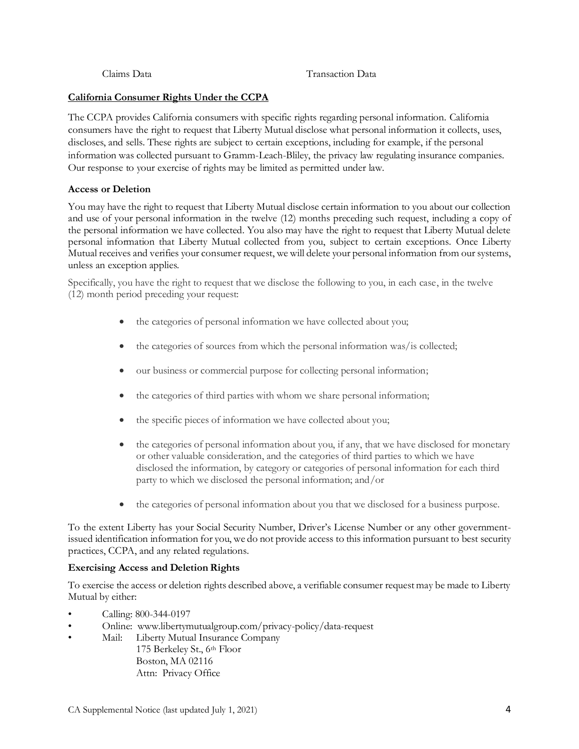Claims Data Transaction Data

**California Consumer Rights Under the CCPA**

The CCPA provides California consumers with specific rights regarding personal information. California consumers have the right to request that Liberty Mutual disclose what personal information it collects, uses, discloses, and sells. These rights are subject to certain exceptions, including for example, if the personal information was collected pursuant to Gramm-Leach-Bliley, the privacy law regulating insurance companies. Our response to your exercise of rights may be limited as permitted under law.

**Access or Deletion**

You may have the right to request that Liberty Mutual disclose certain information to you about our collection and use of your personal information in the twelve (12) months preceding such request, including a copy of the personal information we have collected. You also may have the right to request that Liberty Mutual delete personal information that Liberty Mutual collected from you, subject to certain exceptions. Once Liberty Mutual receives and verifies your consumer request, we will delete your personal information from our systems, unless an exception applies.

Specifically, you have the right to request that we disclose the following to you, in each case, in the twelve (12) month period preceding your request:

- the categories of personal information we have collected about you;
- the categories of sources from which the personal information was/is collected;
- our business or commercial purpose for collecting personal information;
- the categories of third parties with whom we share personal information;
- the specific pieces of information we have collected about you;
- the categories of personal information about you, if any, that we have disclosed for monetary or other valuable consideration, and the categories of third parties to which we have disclosed the information, by category or categories of personal information for each third party to which we disclosed the personal information; and/or
- the categories of personal information about you that we disclosed for a business purpose.

To the extent Liberty has your Social Security Number, Driver's License Number or any other government-issued identification information for you, we do not provide access to this information pursuant to best security practices, CCPA, and any related regulations.

**Exercising Access and Deletion Rights**

To exercise the access or deletion rights described above, a verifiable consumer request may be made to Liberty Mutual by either:

- Calling: 800-344-0197
- Online: www.libertymutualgroup.com/privacy-policy/data-request
- Mail: Liberty Mutual Insurance Company
  175 Berkeley St., 6th Floor
  Boston, MA 02116
  Attn: Privacy Office

CA Supplemental Notice (last updated July 1, 2021)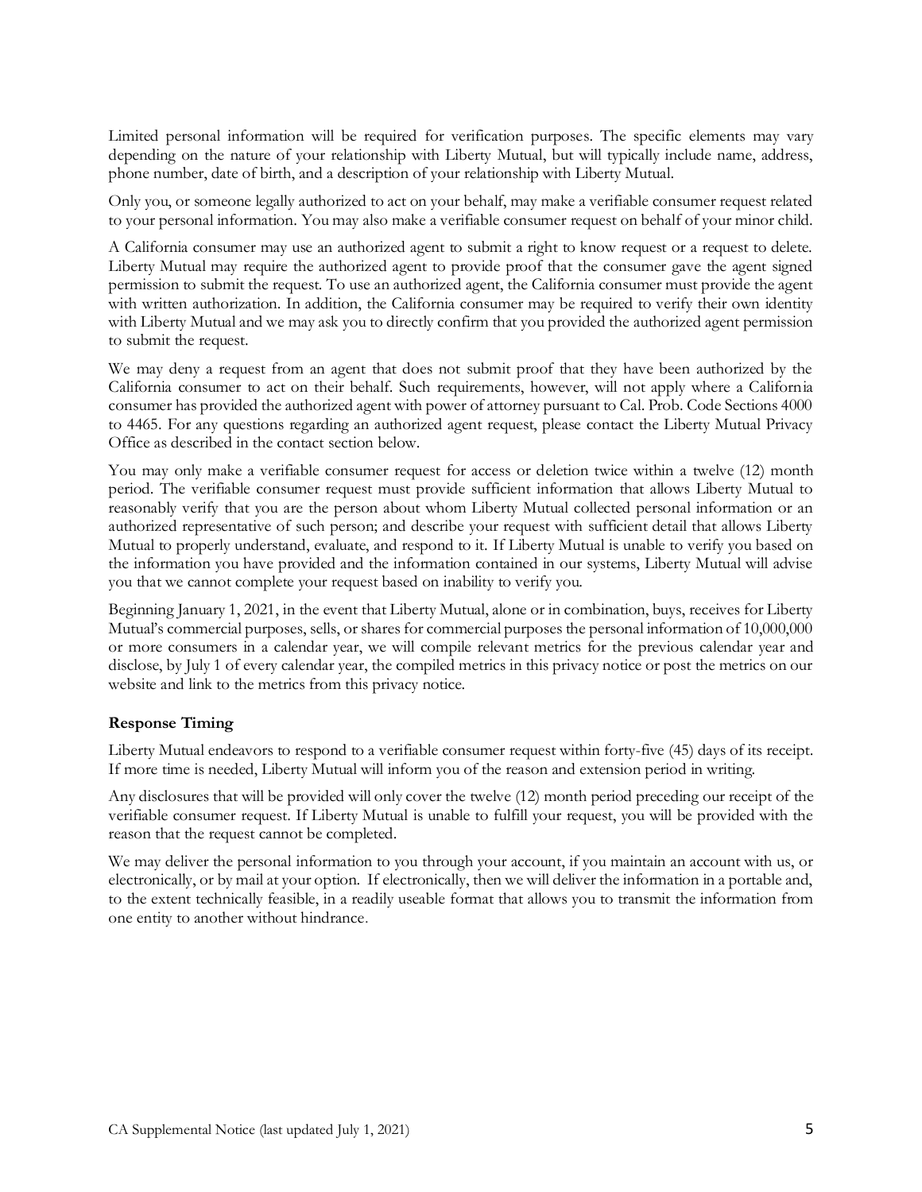Limited personal information will be required for verification purposes. The specific elements may vary depending on the nature of your relationship with Liberty Mutual, but will typically include name, address, phone number, date of birth, and a description of your relationship with Liberty Mutual.

Only you, or someone legally authorized to act on your behalf, may make a verifiable consumer request related to your personal information. You may also make a verifiable consumer request on behalf of your minor child.

A California consumer may use an authorized agent to submit a right to know request or a request to delete. Liberty Mutual may require the authorized agent to provide proof that the consumer gave the agent signed permission to submit the request. To use an authorized agent, the California consumer must provide the agent with written authorization. In addition, the California consumer may be required to verify their own identity with Liberty Mutual and we may ask you to directly confirm that you provided the authorized agent permission to submit the request.

We may deny a request from an agent that does not submit proof that they have been authorized by the California consumer to act on their behalf. Such requirements, however, will not apply where a California consumer has provided the authorized agent with power of attorney pursuant to Cal. Prob. Code Sections 4000 to 4465. For any questions regarding an authorized agent request, please contact the Liberty Mutual Privacy Office as described in the contact section below.

You may only make a verifiable consumer request for access or deletion twice within a twelve (12) month period. The verifiable consumer request must provide sufficient information that allows Liberty Mutual to reasonably verify that you are the person about whom Liberty Mutual collected personal information or an authorized representative of such person; and describe your request with sufficient detail that allows Liberty Mutual to properly understand, evaluate, and respond to it. If Liberty Mutual is unable to verify you based on the information you have provided and the information contained in our systems, Liberty Mutual will advise you that we cannot complete your request based on inability to verify you.

Beginning January 1, 2021, in the event that Liberty Mutual, alone or in combination, buys, receives for Liberty Mutual's commercial purposes, sells, or shares for commercial purposes the personal information of 10,000,000 or more consumers in a calendar year, we will compile relevant metrics for the previous calendar year and disclose, by July 1 of every calendar year, the compiled metrics in this privacy notice or post the metrics on our website and link to the metrics from this privacy notice.

### Response Timing

Liberty Mutual endeavors to respond to a verifiable consumer request within forty-five (45) days of its receipt. If more time is needed, Liberty Mutual will inform you of the reason and extension period in writing.

Any disclosures that will be provided will only cover the twelve (12) month period preceding our receipt of the verifiable consumer request. If Liberty Mutual is unable to fulfill your request, you will be provided with the reason that the request cannot be completed.

We may deliver the personal information to you through your account, if you maintain an account with us, or electronically, or by mail at your option. If electronically, then we will deliver the information in a portable and, to the extent technically feasible, in a readily useable format that allows you to transmit the information from one entity to another without hindrance.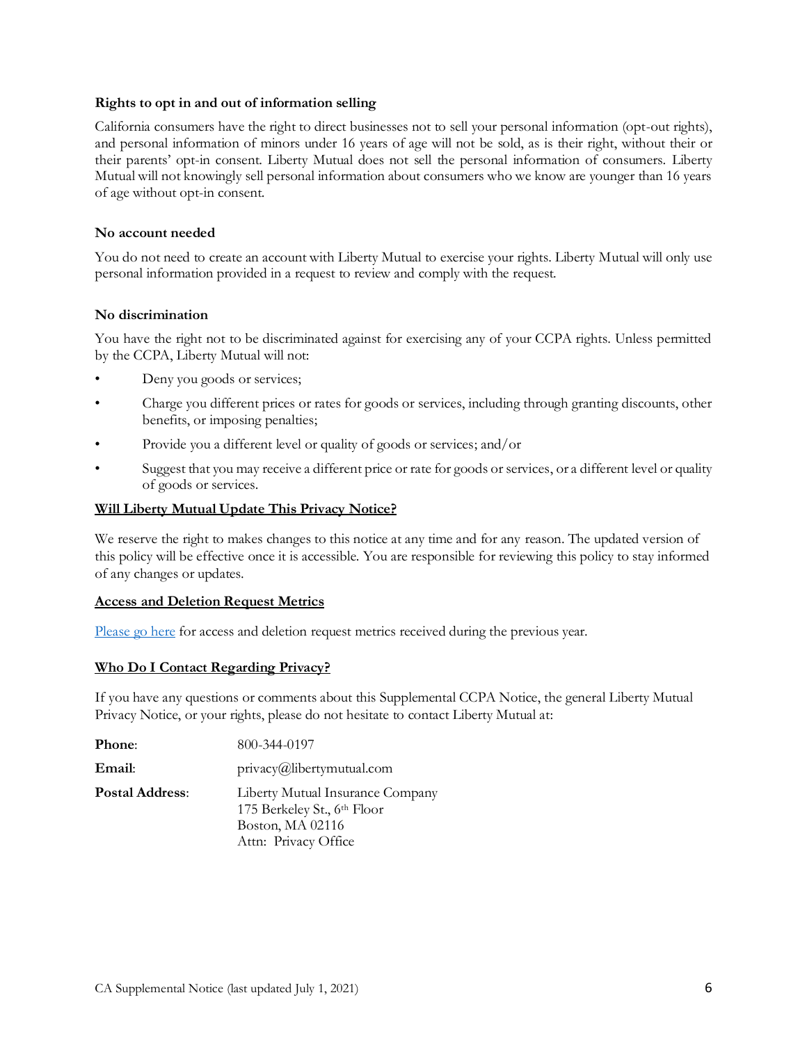**Rights to opt in and out of information selling**

California consumers have the right to direct businesses not to sell your personal information (opt-out rights), and personal information of minors under 16 years of age will not be sold, as is their right, without their or their parents' opt-in consent. Liberty Mutual does not sell the personal information of consumers. Liberty Mutual will not knowingly sell personal information about consumers who we know are younger than 16 years of age without opt-in consent.

**No account needed**

You do not need to create an account with Liberty Mutual to exercise your rights. Liberty Mutual will only use personal information provided in a request to review and comply with the request.

**No discrimination**

You have the right not to be discriminated against for exercising any of your CCPA rights. Unless permitted by the CCPA, Liberty Mutual will not:

- Deny you goods or services;
- Charge you different prices or rates for goods or services, including through granting discounts, other benefits, or imposing penalties;
- Provide you a different level or quality of goods or services; and/or
- Suggest that you may receive a different price or rate for goods or services, or a different level or quality of goods or services.

**Will Liberty Mutual Update This Privacy Notice?**

We reserve the right to makes changes to this notice at any time and for any reason. The updated version of this policy will be effective once it is accessible. You are responsible for reviewing this policy to stay informed of any changes or updates.

**Access and Deletion Request Metrics**

Please go here for access and deletion request metrics received during the previous year.

**Who Do I Contact Regarding Privacy?**

If you have any questions or comments about this Supplemental CCPA Notice, the general Liberty Mutual Privacy Notice, or your rights, please do not hesitate to contact Liberty Mutual at:

| | |
|---|---|
| **Phone**: | 800-344-0197 |
| **Email**: | privacy@libertymutual.com |
| **Postal Address**: | Liberty Mutual Insurance Company<br>175 Berkeley St., 6th Floor<br>Boston, MA 02116<br>Attn: Privacy Office |